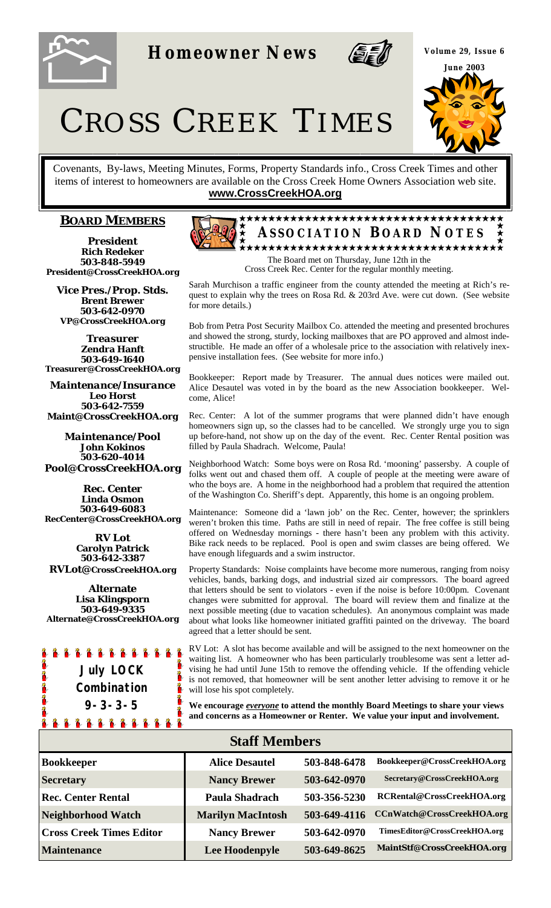# CROSS CREEK TIMES

**Homeowner News**

Volume 29, Issue 6

June 2003

Covenants, By-laws, Meeting Minutes, Forms, Property Standards info., Cross Creek Times and other items of interest to homeowners are available on the Cross Creek Home Owners Association web site.
**www.CrossCreekHOA.org**

## BOARD MEMBERS

**President**
**Rich Redeker**
**503-848-5949**
**President@CrossCreekHOA.org**

**Vice Pres./Prop. Stds.**
**Brent Brewer**
**503-642-0970**
**VP@CrossCreekHOA.org**

**Treasurer**
**Zendra Hanft**
**503-649-1640**
**Treasurer@CrossCreekHOA.org**

**Maintenance/Insurance**
**Leo Horst**
**503-642-7559**
**Maint@CrossCreekHOA.org**

**Maintenance/Pool**
**John Kokinos**
**503-620-4014**
**Pool@CrossCreekHOA.org**

**Rec. Center**
**Linda Osmon**
**503-649-6083**
**RecCenter@CrossCreekHOA.org**

**RV Lot**
**Carolyn Patrick**
**503-642-3387**
**RVLot@CrossCreekHOA.org**

**Alternate**
**Lisa Klingsporn**
**503-649-9335**
**Alternate@CrossCreekHOA.org**

**July LOCK Combination**
**9-3-3-5**

## ASSOCIATION BOARD NOTES

The Board met on Thursday, June 12th in the Cross Creek Rec. Center for the regular monthly meeting.

Sarah Murchison a traffic engineer from the county attended the meeting at Rich's request to explain why the trees on Rosa Rd. & 203rd Ave. were cut down. (See website for more details.)

Bob from Petra Post Security Mailbox Co. attended the meeting and presented brochures and showed the strong, sturdy, locking mailboxes that are PO approved and almost indestructible. He made an offer of a wholesale price to the association with relatively inexpensive installation fees. (See website for more info.)

Bookkeeper: Report made by Treasurer. The annual dues notices were mailed out. Alice Desautel was voted in by the board as the new Association bookkeeper. Welcome, Alice!

Rec. Center: A lot of the summer programs that were planned didn't have enough homeowners sign up, so the classes had to be cancelled. We strongly urge you to sign up before-hand, not show up on the day of the event. Rec. Center Rental position was filled by Paula Shadrach. Welcome, Paula!

Neighborhood Watch: Some boys were on Rosa Rd. 'mooning' passersby. A couple of folks went out and chased them off. A couple of people at the meeting were aware of who the boys are. A home in the neighborhood had a problem that required the attention of the Washington Co. Sheriff's dept. Apparently, this home is an ongoing problem.

Maintenance: Someone did a 'lawn job' on the Rec. Center, however; the sprinklers weren't broken this time. Paths are still in need of repair. The free coffee is still being offered on Wednesday mornings - there hasn't been any problem with this activity. Bike rack needs to be replaced. Pool is open and swim classes are being offered. We have enough lifeguards and a swim instructor.

Property Standards: Noise complaints have become more numerous, ranging from noisy vehicles, bands, barking dogs, and industrial sized air compressors. The board agreed that letters should be sent to violators - even if the noise is before 10:00pm. Covenant changes were submitted for approval. The board will review them and finalize at the next possible meeting (due to vacation schedules). An anonymous complaint was made about what looks like homeowner initiated graffiti painted on the driveway. The board agreed that a letter should be sent.

RV Lot: A slot has become available and will be assigned to the next homeowner on the waiting list. A homeowner who has been particularly troublesome was sent a letter advising he had until June 15th to remove the offending vehicle. If the offending vehicle is not removed, that homeowner will be sent another letter advising to remove it or he will lose his spot completely.

**We encourage *everyone* to attend the monthly Board Meetings to share your views and concerns as a Homeowner or Renter. We value your input and involvement.**

## Staff Members

| | | | |
|---|---|---|---|
| **Bookkeeper** | **Alice Desautel** | **503-848-6478** | **Bookkeeper@CrossCreekHOA.org** |
| **Secretary** | **Nancy Brewer** | **503-642-0970** | **Secretary@CrossCreekHOA.org** |
| **Rec. Center Rental** | **Paula Shadrach** | **503-356-5230** | **RCRental@CrossCreekHOA.org** |
| **Neighborhood Watch** | **Marilyn MacIntosh** | **503-649-4116** | **CCnWatch@CrossCreekHOA.org** |
| **Cross Creek Times Editor** | **Nancy Brewer** | **503-642-0970** | **TimesEditor@CrossCreekHOA.org** |
| **Maintenance** | **Lee Hoodenpyle** | **503-649-8625** | **MaintStf@CrossCreekHOA.org** |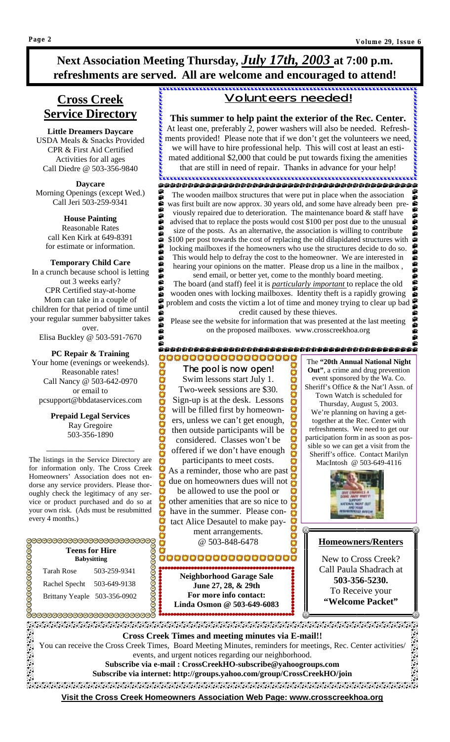## Next Association Meeting Thursday, *July 17th, 2003* at 7:00 p.m. refreshments are served. All are welcome and encouraged to attend!

## Cross Creek Service Directory

**Little Dreamers Daycare**
USDA Meals & Snacks Provided
CPR & First Aid Certified
Activities for all ages
Call Diedre @ 503-356-9840

**Daycare**
Morning Openings (except Wed.)
Call Jeri 503-259-9341

**House Painting**
Reasonable Rates
call Ken Kirk at 649-8391
for estimate or information.

**Temporary Child Care**
In a crunch because school is letting out 3 weeks early? CPR Certified stay-at-home Mom can take in a couple of children for that period of time until your regular summer babysitter takes over.
Elisa Buckley @ 503-591-7670

**PC Repair & Training**
Your home (evenings or weekends).
Reasonable rates!
Call Nancy @ 503-642-0970
or email to
pcsupport@bbdataservices.com

**Prepaid Legal Services**
Ray Gregoire
503-356-1890

The listings in the Service Directory are for information only. The Cross Creek Homeowners' Association does not endorse any service providers. Please thoroughly check the legitimacy of any service or product purchased and do so at your own risk. (Ads must be resubmitted every 4 months.)

**Teens for Hire**
**Babysitting**

| | |
|---|---|
| Tarah Rose | 503-259-9341 |
| Rachel Specht | 503-649-9138 |
| Brittany Yeaple | 503-356-0902 |

## Volunteers needed!

**This summer to help paint the exterior of the Rec. Center.** At least one, preferably 2, power washers will also be needed. Refreshments provided! Please note that if we don't get the volunteers we need, we will have to hire professional help. This will cost at least an estimated additional $2,000 that could be put towards fixing the amenities that are still in need of repair. Thanks in advance for your help!

The wooden mailbox structures that were put in place when the association was first built are now approx. 30 years old, and some have already been previously repaired due to deterioration. The maintenance board & staff have advised that to replace the posts would cost $100 per post due to the unusual size of the posts. As an alternative, the association is willing to contribute $100 per post towards the cost of replacing the old dilapidated structures with locking mailboxes if the homeowners who use the structures decide to do so. This would help to defray the cost to the homeowner. We are interested in hearing your opinions on the matter. Please drop us a line in the mailbox , send email, or better yet, come to the monthly board meeting.

The board (and staff) feel it is ***particularly important*** to replace the old wooden ones with locking mailboxes. Identity theft is a rapidly growing problem and costs the victim a lot of time and money trying to clear up bad credit caused by these thieves.

Please see the website for information that was presented at the last meeting on the proposed mailboxes. www.crosscreekhoa.org

### The pool is now open!

Swim lessons start July 1. Two-week sessions are $30. Sign-up is at the desk. Lessons will be filled first by homeowners, unless we can't get enough, then outside participants will be considered. Classes won't be offered if we don't have enough participants to meet costs. As a reminder, those who are past due on homeowners dues will not be allowed to use the pool or other amenities that are so nice to have in the summer. Please contact Alice Desautel to make payment arrangements.
@ 503-848-6478

**Neighborhood Garage Sale**
**June 27, 28, & 29th**
**For more info contact:**
**Linda Osmon @ 503-649-6083**

The **"20th Annual National Night Out"**, a crime and drug prevention event sponsored by the Wa. Co. Sheriff's Office & the Nat'l Assn. of Town Watch is scheduled for Thursday, August 5, 2003. We're planning on having a get-together at the Rec. Center with refreshments. We need to get our participation form in as soon as possible so we can get a visit from the Sheriff's office. Contact Marilyn MacIntosh @ 503-649-4116

### Homeowners/Renters

New to Cross Creek? Call Paula Shadrach at **503-356-5230.** To Receive your **"Welcome Packet"**

**Cross Creek Times and meeting minutes via E-mail!!**

You can receive the Cross Creek Times, Board Meeting Minutes, reminders for meetings, Rec. Center activities/ events, and urgent notices regarding our neighborhood.

**Subscribe via e-mail : CrossCreekHO-subscribe@yahoogroups.com**
**Subscribe via internet: http://groups.yahoo.com/group/CrossCreekHO/join**

**Visit the Cross Creek Homeowners Association Web Page: www.crosscreekhoa.org**